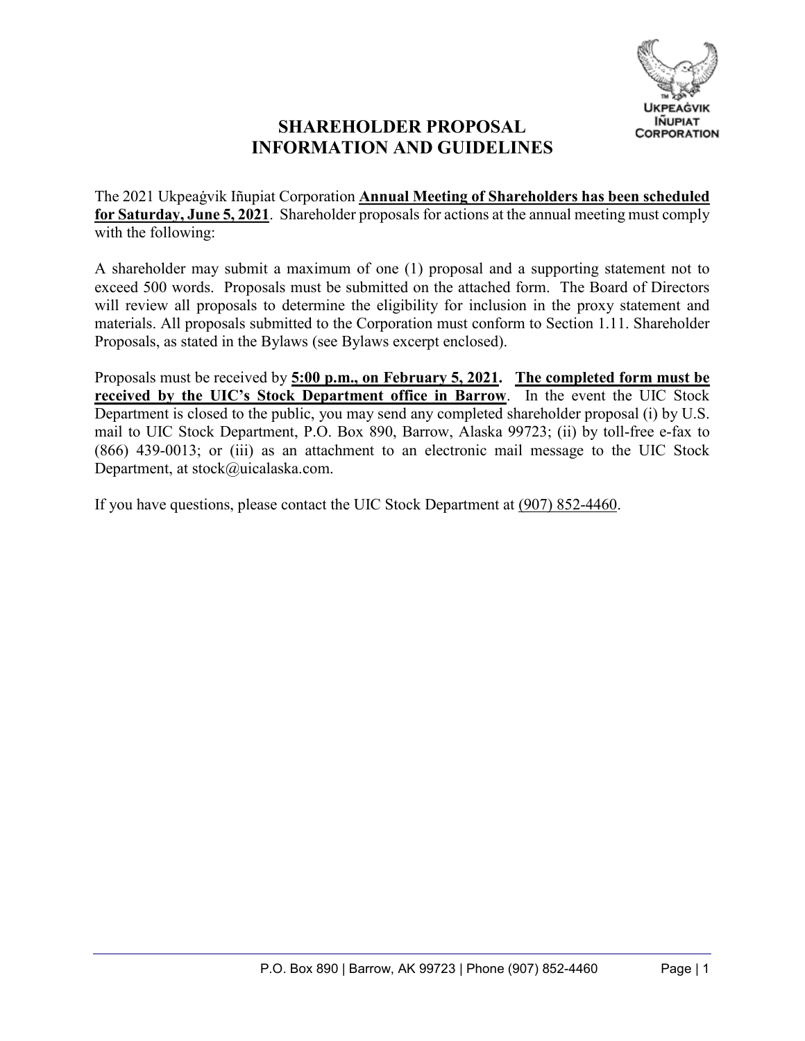# SHAREHOLDER PROPOSAL INFORMATION AND GUIDELINES

The 2021 Ukpeaġvik Iñupiat Corporation **Annual Meeting of Shareholders has been scheduled for Saturday, June 5, 2021**. Shareholder proposals for actions at the annual meeting must comply with the following:

A shareholder may submit a maximum of one (1) proposal and a supporting statement not to exceed 500 words. Proposals must be submitted on the attached form. The Board of Directors will review all proposals to determine the eligibility for inclusion in the proxy statement and materials. All proposals submitted to the Corporation must conform to Section 1.11. Shareholder Proposals, as stated in the Bylaws (see Bylaws excerpt enclosed).

Proposals must be received by **5:00 p.m., on February 5, 2021. The completed form must be received by the UIC's Stock Department office in Barrow**. In the event the UIC Stock Department is closed to the public, you may send any completed shareholder proposal (i) by U.S. mail to UIC Stock Department, P.O. Box 890, Barrow, Alaska 99723; (ii) by toll-free e-fax to (866) 439-0013; or (iii) as an attachment to an electronic mail message to the UIC Stock Department, at stock@uicalaska.com.

If you have questions, please contact the UIC Stock Department at (907) 852-4460.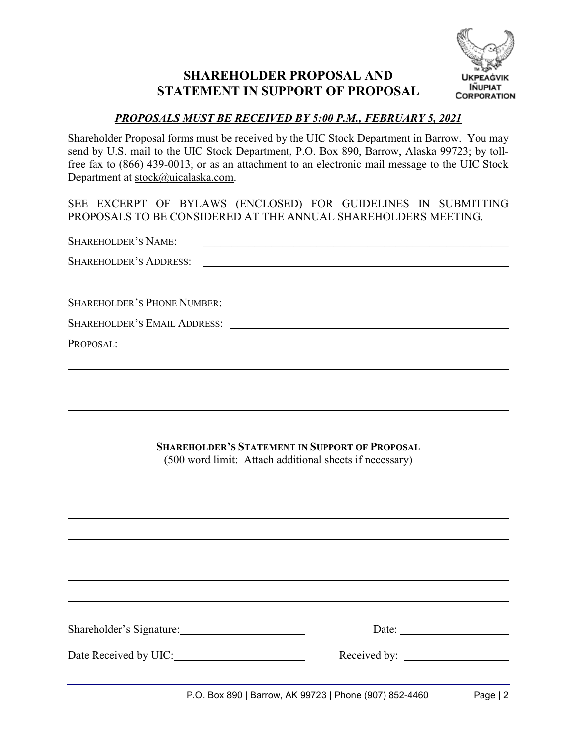# SHAREHOLDER PROPOSAL AND STATEMENT IN SUPPORT OF PROPOSAL

***PROPOSALS MUST BE RECEIVED BY 5:00 P.M., FEBRUARY 5, 2021***

Shareholder Proposal forms must be received by the UIC Stock Department in Barrow. You may send by U.S. mail to the UIC Stock Department, P.O. Box 890, Barrow, Alaska 99723; by toll-free fax to (866) 439-0013; or as an attachment to an electronic mail message to the UIC Stock Department at stock@uicalaska.com.

SEE EXCERPT OF BYLAWS (ENCLOSED) FOR GUIDELINES IN SUBMITTING PROPOSALS TO BE CONSIDERED AT THE ANNUAL SHAREHOLDERS MEETING.

SHAREHOLDER'S NAME: ______________________________

SHAREHOLDER'S ADDRESS: ______________________________

______________________________

SHAREHOLDER'S PHONE NUMBER: ______________________________

SHAREHOLDER'S EMAIL ADDRESS: ______________________________

PROPOSAL: ______________________________

______________________________

______________________________

______________________________

______________________________

**SHAREHOLDER'S STATEMENT IN SUPPORT OF PROPOSAL**

(500 word limit: Attach additional sheets if necessary)

______________________________

______________________________

______________________________

______________________________

______________________________

______________________________

______________________________

Shareholder's Signature: ____________________ Date: ____________________

Date Received by UIC: ____________________ Received by: ____________________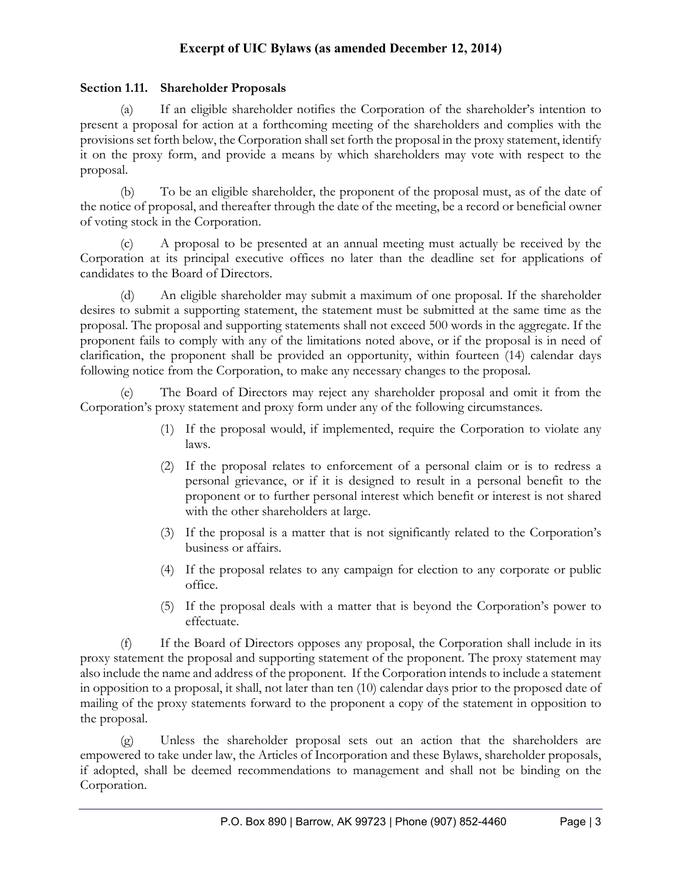## Excerpt of UIC Bylaws (as amended December 12, 2014)

### Section 1.11. Shareholder Proposals

(a) If an eligible shareholder notifies the Corporation of the shareholder's intention to present a proposal for action at a forthcoming meeting of the shareholders and complies with the provisions set forth below, the Corporation shall set forth the proposal in the proxy statement, identify it on the proxy form, and provide a means by which shareholders may vote with respect to the proposal.

(b) To be an eligible shareholder, the proponent of the proposal must, as of the date of the notice of proposal, and thereafter through the date of the meeting, be a record or beneficial owner of voting stock in the Corporation.

(c) A proposal to be presented at an annual meeting must actually be received by the Corporation at its principal executive offices no later than the deadline set for applications of candidates to the Board of Directors.

(d) An eligible shareholder may submit a maximum of one proposal. If the shareholder desires to submit a supporting statement, the statement must be submitted at the same time as the proposal. The proposal and supporting statements shall not exceed 500 words in the aggregate. If the proponent fails to comply with any of the limitations noted above, or if the proposal is in need of clarification, the proponent shall be provided an opportunity, within fourteen (14) calendar days following notice from the Corporation, to make any necessary changes to the proposal.

(e) The Board of Directors may reject any shareholder proposal and omit it from the Corporation's proxy statement and proxy form under any of the following circumstances.

(1) If the proposal would, if implemented, require the Corporation to violate any laws.

(2) If the proposal relates to enforcement of a personal claim or is to redress a personal grievance, or if it is designed to result in a personal benefit to the proponent or to further personal interest which benefit or interest is not shared with the other shareholders at large.

(3) If the proposal is a matter that is not significantly related to the Corporation's business or affairs.

(4) If the proposal relates to any campaign for election to any corporate or public office.

(5) If the proposal deals with a matter that is beyond the Corporation's power to effectuate.

(f) If the Board of Directors opposes any proposal, the Corporation shall include in its proxy statement the proposal and supporting statement of the proponent. The proxy statement may also include the name and address of the proponent. If the Corporation intends to include a statement in opposition to a proposal, it shall, not later than ten (10) calendar days prior to the proposed date of mailing of the proxy statements forward to the proponent a copy of the statement in opposition to the proposal.

(g) Unless the shareholder proposal sets out an action that the shareholders are empowered to take under law, the Articles of Incorporation and these Bylaws, shareholder proposals, if adopted, shall be deemed recommendations to management and shall not be binding on the Corporation.

P.O. Box 890 | Barrow, AK 99723 | Phone (907) 852-4460